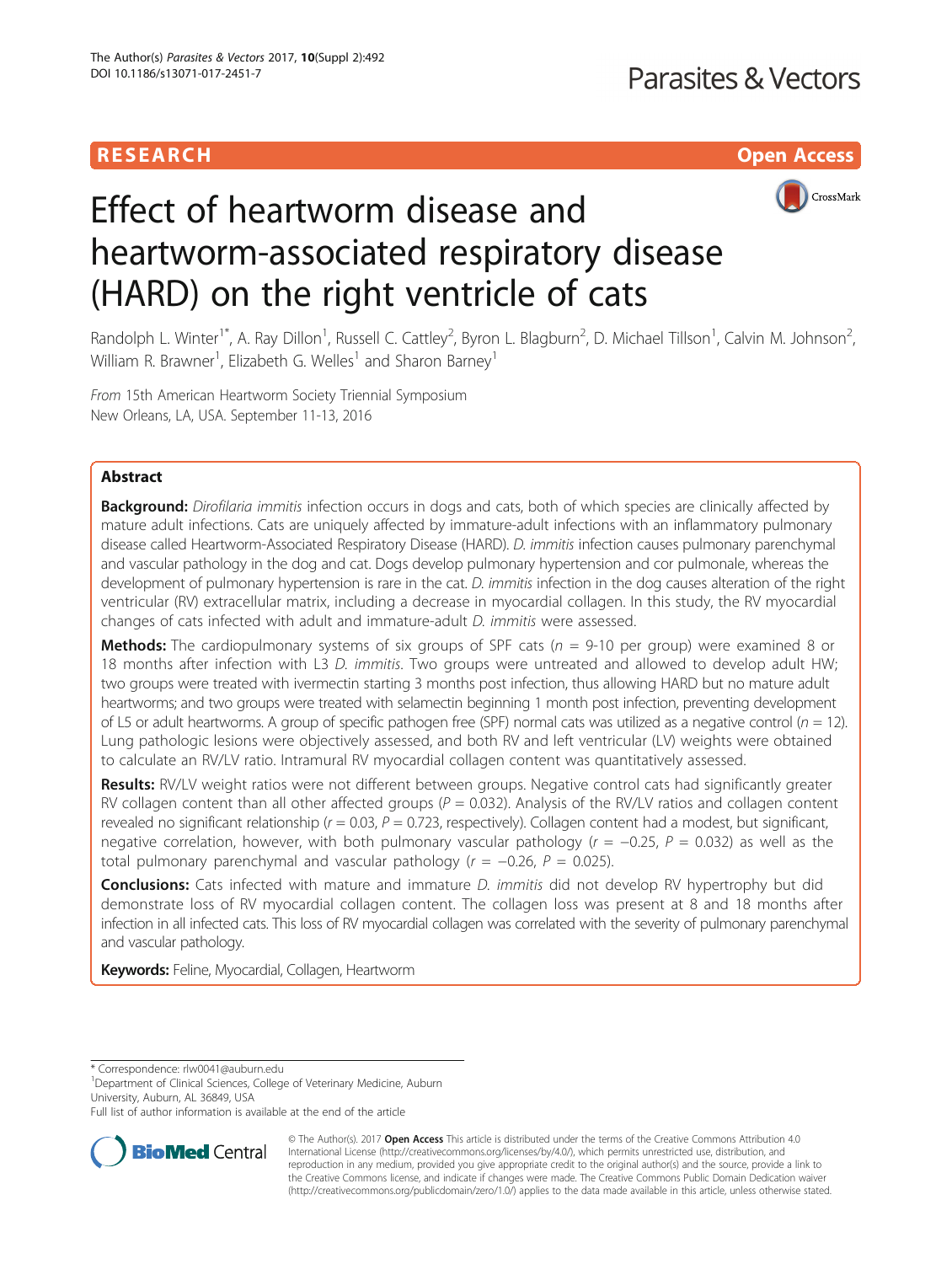# RESEARCH

# Effect of heartworm disease and heartworm-associated respiratory disease (HARD) on the right ventricle of cats

Randolph L. Winter[1*], A. Ray Dillon[1], Russell C. Cattley[2], Byron L. Blagburn[2], D. Michael Tillson[1], Calvin M. Johnson[2], William R. Brawner[1], Elizabeth G. Welles[1] and Sharon Barney[1]

*From* 15th American Heartworm Society Triennial Symposium
New Orleans, LA, USA. September 11-13, 2016

## Abstract

**Background:** *Dirofilaria immitis* infection occurs in dogs and cats, both of which species are clinically affected by mature adult infections. Cats are uniquely affected by immature-adult infections with an inflammatory pulmonary disease called Heartworm-Associated Respiratory Disease (HARD). *D. immitis* infection causes pulmonary parenchymal and vascular pathology in the dog and cat. Dogs develop pulmonary hypertension and cor pulmonale, whereas the development of pulmonary hypertension is rare in the cat. *D. immitis* infection in the dog causes alteration of the right ventricular (RV) extracellular matrix, including a decrease in myocardial collagen. In this study, the RV myocardial changes of cats infected with adult and immature-adult *D. immitis* were assessed.

**Methods:** The cardiopulmonary systems of six groups of SPF cats ($n$ = 9-10 per group) were examined 8 or 18 months after infection with L3 *D. immitis*. Two groups were untreated and allowed to develop adult HW; two groups were treated with ivermectin starting 3 months post infection, thus allowing HARD but no mature adult heartworms; and two groups were treated with selamectin beginning 1 month post infection, preventing development of L5 or adult heartworms. A group of specific pathogen free (SPF) normal cats was utilized as a negative control ($n$ = 12). Lung pathologic lesions were objectively assessed, and both RV and left ventricular (LV) weights were obtained to calculate an RV/LV ratio. Intramural RV myocardial collagen content was quantitatively assessed.

**Results:** RV/LV weight ratios were not different between groups. Negative control cats had significantly greater RV collagen content than all other affected groups ($P$ = 0.032). Analysis of the RV/LV ratios and collagen content revealed no significant relationship ($r$ = 0.03, $P$ = 0.723, respectively). Collagen content had a modest, but significant, negative correlation, however, with both pulmonary vascular pathology ($r$ = −0.25, $P$ = 0.032) as well as the total pulmonary parenchymal and vascular pathology ($r$ = −0.26, $P$ = 0.025).

**Conclusions:** Cats infected with mature and immature *D. immitis* did not develop RV hypertrophy but did demonstrate loss of RV myocardial collagen content. The collagen loss was present at 8 and 18 months after infection in all infected cats. This loss of RV myocardial collagen was correlated with the severity of pulmonary parenchymal and vascular pathology.

**Keywords:** Feline, Myocardial, Collagen, Heartworm

---

\* Correspondence: rlw0041@auburn.edu
[1]Department of Clinical Sciences, College of Veterinary Medicine, Auburn University, Auburn, AL 36849, USA
Full list of author information is available at the end of the article

© The Author(s). 2017 **Open Access** This article is distributed under the terms of the Creative Commons Attribution 4.0 International License (http://creativecommons.org/licenses/by/4.0/), which permits unrestricted use, distribution, and reproduction in any medium, provided you give appropriate credit to the original author(s) and the source, provide a link to the Creative Commons license, and indicate if changes were made. The Creative Commons Public Domain Dedication waiver (http://creativecommons.org/publicdomain/zero/1.0/) applies to the data made available in this article, unless otherwise stated.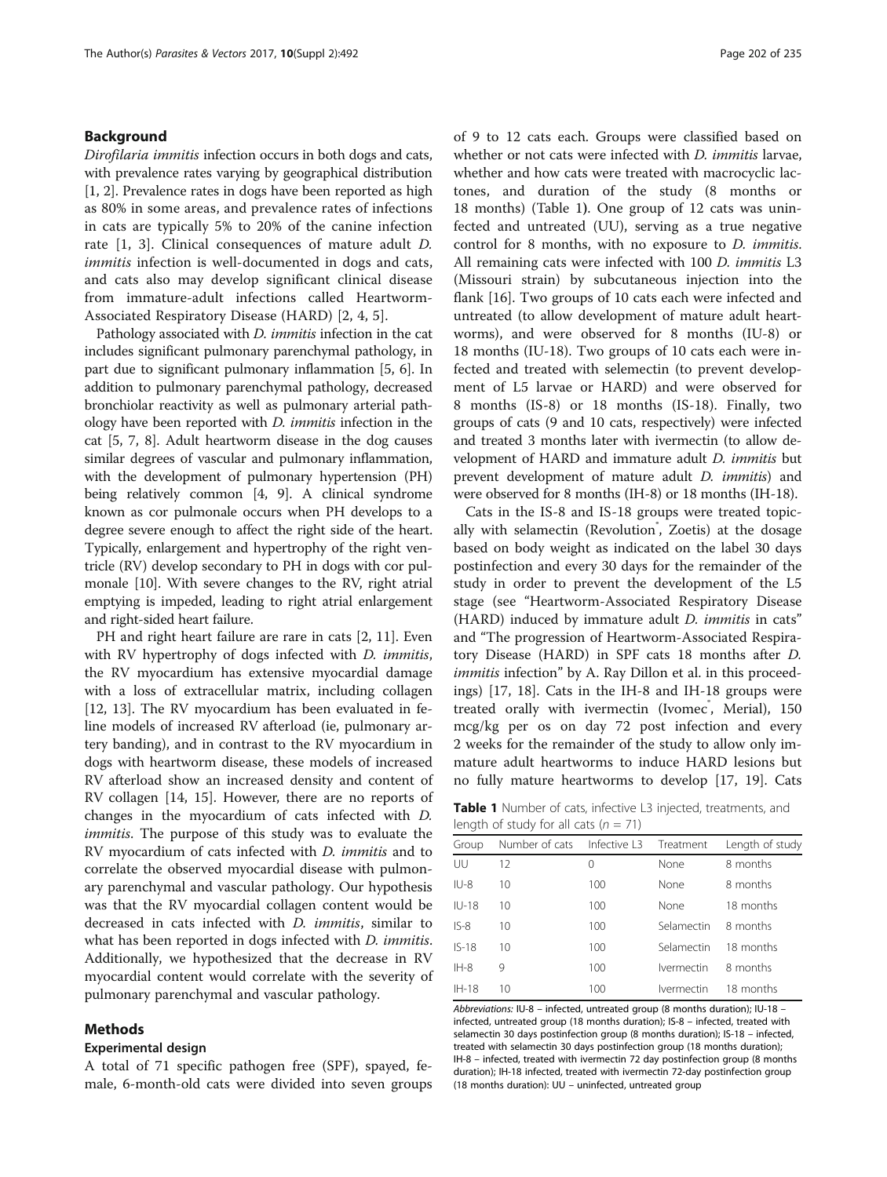## Background

*Dirofilaria immitis* infection occurs in both dogs and cats, with prevalence rates varying by geographical distribution [1, 2]. Prevalence rates in dogs have been reported as high as 80% in some areas, and prevalence rates of infections in cats are typically 5% to 20% of the canine infection rate [1, 3]. Clinical consequences of mature adult *D. immitis* infection is well-documented in dogs and cats, and cats also may develop significant clinical disease from immature-adult infections called Heartworm-Associated Respiratory Disease (HARD) [2, 4, 5].

Pathology associated with *D. immitis* infection in the cat includes significant pulmonary parenchymal pathology, in part due to significant pulmonary inflammation [5, 6]. In addition to pulmonary parenchymal pathology, decreased bronchiolar reactivity as well as pulmonary arterial pathology have been reported with *D. immitis* infection in the cat [5, 7, 8]. Adult heartworm disease in the dog causes similar degrees of vascular and pulmonary inflammation, with the development of pulmonary hypertension (PH) being relatively common [4, 9]. A clinical syndrome known as cor pulmonale occurs when PH develops to a degree severe enough to affect the right side of the heart. Typically, enlargement and hypertrophy of the right ventricle (RV) develop secondary to PH in dogs with cor pulmonale [10]. With severe changes to the RV, right atrial emptying is impeded, leading to right atrial enlargement and right-sided heart failure.

PH and right heart failure are rare in cats [2, 11]. Even with RV hypertrophy of dogs infected with *D. immitis*, the RV myocardium has extensive myocardial damage with a loss of extracellular matrix, including collagen [12, 13]. The RV myocardium has been evaluated in feline models of increased RV afterload (ie, pulmonary artery banding), and in contrast to the RV myocardium in dogs with heartworm disease, these models of increased RV afterload show an increased density and content of RV collagen [14, 15]. However, there are no reports of changes in the myocardium of cats infected with *D. immitis*. The purpose of this study was to evaluate the RV myocardium of cats infected with *D. immitis* and to correlate the observed myocardial disease with pulmonary parenchymal and vascular pathology. Our hypothesis was that the RV myocardial collagen content would be decreased in cats infected with *D. immitis*, similar to what has been reported in dogs infected with *D. immitis*. Additionally, we hypothesized that the decrease in RV myocardial content would correlate with the severity of pulmonary parenchymal and vascular pathology.

## Methods

### Experimental design

A total of 71 specific pathogen free (SPF), spayed, female, 6-month-old cats were divided into seven groups of 9 to 12 cats each. Groups were classified based on whether or not cats were infected with *D. immitis* larvae, whether and how cats were treated with macrocyclic lactones, and duration of the study (8 months or 18 months) (Table 1). One group of 12 cats was uninfected and untreated (UU), serving as a true negative control for 8 months, with no exposure to *D. immitis*. All remaining cats were infected with 100 *D. immitis* L3 (Missouri strain) by subcutaneous injection into the flank [16]. Two groups of 10 cats each were infected and untreated (to allow development of mature adult heartworms), and were observed for 8 months (IU-8) or 18 months (IU-18). Two groups of 10 cats each were infected and treated with selemectin (to prevent development of L5 larvae or HARD) and were observed for 8 months (IS-8) or 18 months (IS-18). Finally, two groups of cats (9 and 10 cats, respectively) were infected and treated 3 months later with ivermectin (to allow development of HARD and immature adult *D. immitis* but prevent development of mature adult *D. immitis*) and were observed for 8 months (IH-8) or 18 months (IH-18).

Cats in the IS-8 and IS-18 groups were treated topically with selamectin (Revolution®, Zoetis) at the dosage based on body weight as indicated on the label 30 days postinfection and every 30 days for the remainder of the study in order to prevent the development of the L5 stage (see "Heartworm-Associated Respiratory Disease (HARD) induced by immature adult *D. immitis* in cats" and "The progression of Heartworm-Associated Respiratory Disease (HARD) in SPF cats 18 months after *D. immitis* infection" by A. Ray Dillon et al. in this proceedings) [17, 18]. Cats in the IH-8 and IH-18 groups were treated orally with ivermectin (Ivomec®, Merial), 150 mcg/kg per os on day 72 post infection and every 2 weeks for the remainder of the study to allow only immature adult heartworms to induce HARD lesions but no fully mature heartworms to develop [17, 19]. Cats

**Table 1** Number of cats, infective L3 injected, treatments, and length of study for all cats ($n = 71$)

| Group | Number of cats | Infective L3 | Treatment | Length of study |
|---|---|---|---|---|
| UU | 12 | 0 | None | 8 months |
| IU-8 | 10 | 100 | None | 8 months |
| IU-18 | 10 | 100 | None | 18 months |
| IS-8 | 10 | 100 | Selamectin | 8 months |
| IS-18 | 10 | 100 | Selamectin | 18 months |
| IH-8 | 9 | 100 | Ivermectin | 8 months |
| IH-18 | 10 | 100 | Ivermectin | 18 months |

*Abbreviations:* IU-8 – infected, untreated group (8 months duration); IU-18 – infected, untreated group (18 months duration); IS-8 – infected, treated with selamectin 30 days postinfection group (8 months duration); IS-18 – infected, treated with selamectin 30 days postinfection group (18 months duration); IH-8 – infected, treated with ivermectin 72 day postinfection group (8 months duration); IH-18 infected, treated with ivermectin 72-day postinfection group (18 months duration): UU – uninfected, untreated group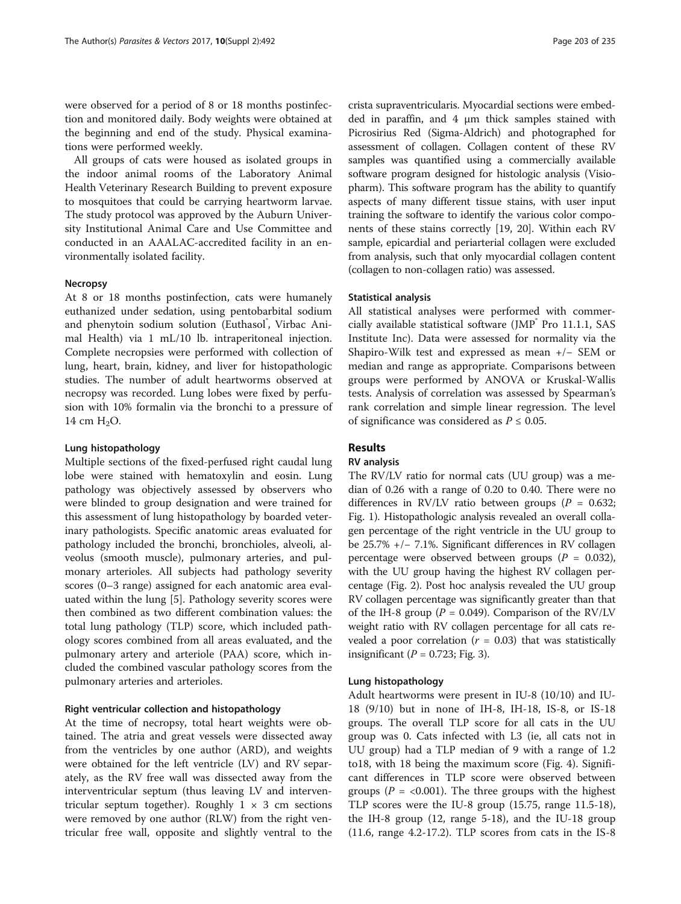were observed for a period of 8 or 18 months postinfection and monitored daily. Body weights were obtained at the beginning and end of the study. Physical examinations were performed weekly.

All groups of cats were housed as isolated groups in the indoor animal rooms of the Laboratory Animal Health Veterinary Research Building to prevent exposure to mosquitoes that could be carrying heartworm larvae. The study protocol was approved by the Auburn University Institutional Animal Care and Use Committee and conducted in an AAALAC-accredited facility in an environmentally isolated facility.

### Necropsy

At 8 or 18 months postinfection, cats were humanely euthanized under sedation, using pentobarbital sodium and phenytoin sodium solution (Euthasol®, Virbac Animal Health) via 1 mL/10 lb. intraperitoneal injection. Complete necropsies were performed with collection of lung, heart, brain, kidney, and liver for histopathologic studies. The number of adult heartworms observed at necropsy was recorded. Lung lobes were fixed by perfusion with 10% formalin via the bronchi to a pressure of 14 cm $H_2O$.

### Lung histopathology

Multiple sections of the fixed-perfused right caudal lung lobe were stained with hematoxylin and eosin. Lung pathology was objectively assessed by observers who were blinded to group designation and were trained for this assessment of lung histopathology by boarded veterinary pathologists. Specific anatomic areas evaluated for pathology included the bronchi, bronchioles, alveoli, alveolus (smooth muscle), pulmonary arteries, and pulmonary arterioles. All subjects had pathology severity scores (0–3 range) assigned for each anatomic area evaluated within the lung [5]. Pathology severity scores were then combined as two different combination values: the total lung pathology (TLP) score, which included pathology scores combined from all areas evaluated, and the pulmonary artery and arteriole (PAA) score, which included the combined vascular pathology scores from the pulmonary arteries and arterioles.

### Right ventricular collection and histopathology

At the time of necropsy, total heart weights were obtained. The atria and great vessels were dissected away from the ventricles by one author (ARD), and weights were obtained for the left ventricle (LV) and RV separately, as the RV free wall was dissected away from the interventricular septum (thus leaving LV and interventricular septum together). Roughly 1 × 3 cm sections were removed by one author (RLW) from the right ventricular free wall, opposite and slightly ventral to the crista supraventricularis. Myocardial sections were embedded in paraffin, and 4 μm thick samples stained with Picrosirius Red (Sigma-Aldrich) and photographed for assessment of collagen. Collagen content of these RV samples was quantified using a commercially available software program designed for histologic analysis (Visiopharm). This software program has the ability to quantify aspects of many different tissue stains, with user input training the software to identify the various color components of these stains correctly [19, 20]. Within each RV sample, epicardial and periarterial collagen were excluded from analysis, such that only myocardial collagen content (collagen to non-collagen ratio) was assessed.

### Statistical analysis

All statistical analyses were performed with commercially available statistical software (JMP® Pro 11.1.1, SAS Institute Inc). Data were assessed for normality via the Shapiro-Wilk test and expressed as mean +/− SEM or median and range as appropriate. Comparisons between groups were performed by ANOVA or Kruskal-Wallis tests. Analysis of correlation was assessed by Spearman's rank correlation and simple linear regression. The level of significance was considered as $P \leq 0.05$.

## Results

### RV analysis

The RV/LV ratio for normal cats (UU group) was a median of 0.26 with a range of 0.20 to 0.40. There were no differences in RV/LV ratio between groups ($P$ = 0.632; Fig. 1). Histopathologic analysis revealed an overall collagen percentage of the right ventricle in the UU group to be 25.7% +/− 7.1%. Significant differences in RV collagen percentage were observed between groups ($P$ = 0.032), with the UU group having the highest RV collagen percentage (Fig. 2). Post hoc analysis revealed the UU group RV collagen percentage was significantly greater than that of the IH-8 group ($P$ = 0.049). Comparison of the RV/LV weight ratio with RV collagen percentage for all cats revealed a poor correlation ($r$ = 0.03) that was statistically insignificant ($P$ = 0.723; Fig. 3).

### Lung histopathology

Adult heartworms were present in IU-8 (10/10) and IU-18 (9/10) but in none of IH-8, IH-18, IS-8, or IS-18 groups. The overall TLP score for all cats in the UU group was 0. Cats infected with L3 (ie, all cats not in UU group) had a TLP median of 9 with a range of 1.2 to18, with 18 being the maximum score (Fig. 4). Significant differences in TLP score were observed between groups ($P$ = <0.001). The three groups with the highest TLP scores were the IU-8 group (15.75, range 11.5-18), the IH-8 group (12, range 5-18), and the IU-18 group (11.6, range 4.2-17.2). TLP scores from cats in the IS-8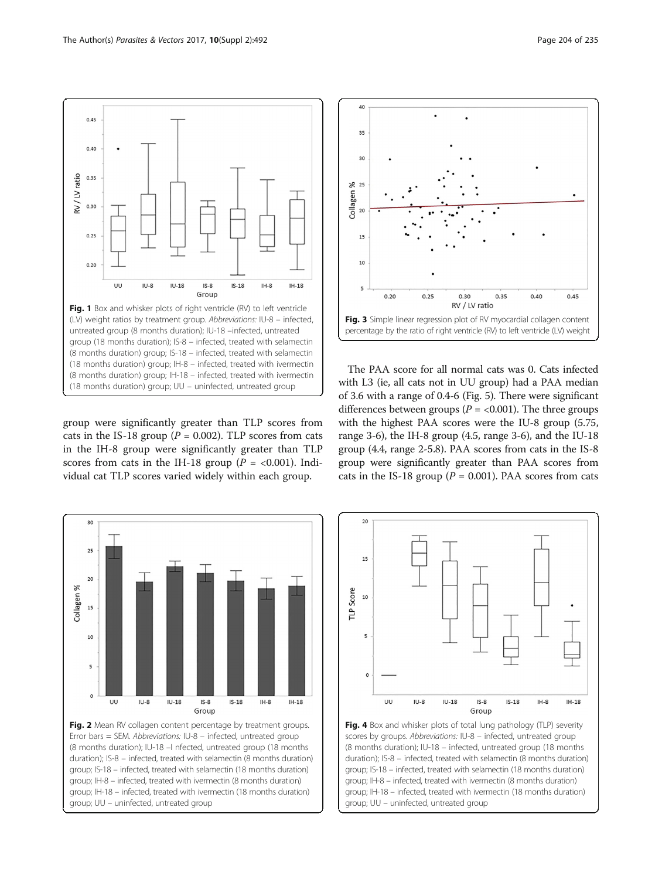Fig. 1 Box and whisker plots of right ventricle (RV) to left ventricle (LV) weight ratios by treatment group. *Abbreviations:* IU-8 – infected, untreated group (8 months duration); IU-18 –infected, untreated group (18 months duration); IS-8 – infected, treated with selamectin (8 months duration) group; IS-18 – infected, treated with selamectin (18 months duration) group; IH-8 – infected, treated with ivermectin (8 months duration) group; IH-18 – infected, treated with ivermectin (18 months duration) group; UU – uninfected, untreated group

group were significantly greater than TLP scores from cats in the IS-18 group ($P = 0.002$). TLP scores from cats in the IH-8 group were significantly greater than TLP scores from cats in the IH-18 group ($P = <0.001$). Individual cat TLP scores varied widely within each group.

Fig. 3 Simple linear regression plot of RV myocardial collagen content percentage by the ratio of right ventricle (RV) to left ventricle (LV) weight

The PAA score for all normal cats was 0. Cats infected with L3 (ie, all cats not in UU group) had a PAA median of 3.6 with a range of 0.4-6 (Fig. 5). There were significant differences between groups ($P = <0.001$). The three groups with the highest PAA scores were the IU-8 group (5.75, range 3-6), the IH-8 group (4.5, range 3-6), and the IU-18 group (4.4, range 2-5.8). PAA scores from cats in the IS-8 group were significantly greater than PAA scores from cats in the IS-18 group ($P = 0.001$). PAA scores from cats

Fig. 2 Mean RV collagen content percentage by treatment groups. Error bars = SEM. *Abbreviations:* IU-8 – infected, untreated group (8 months duration); IU-18 –I nfected, untreated group (18 months duration); IS-8 – infected, treated with selamectin (8 months duration) group; IS-18 – infected, treated with selamectin (18 months duration) group; IH-8 – infected, treated with ivermectin (8 months duration) group; IH-18 – infected, treated with ivermectin (18 months duration) group; UU – uninfected, untreated group

Fig. 4 Box and whisker plots of total lung pathology (TLP) severity scores by groups. *Abbreviations:* IU-8 – infected, untreated group (8 months duration); IU-18 – infected, untreated group (18 months duration); IS-8 – infected, treated with selamectin (8 months duration) group; IS-18 – infected, treated with selamectin (18 months duration) group; IH-8 – infected, treated with ivermectin (8 months duration) group; IH-18 – infected, treated with ivermectin (18 months duration) group; UU – uninfected, untreated group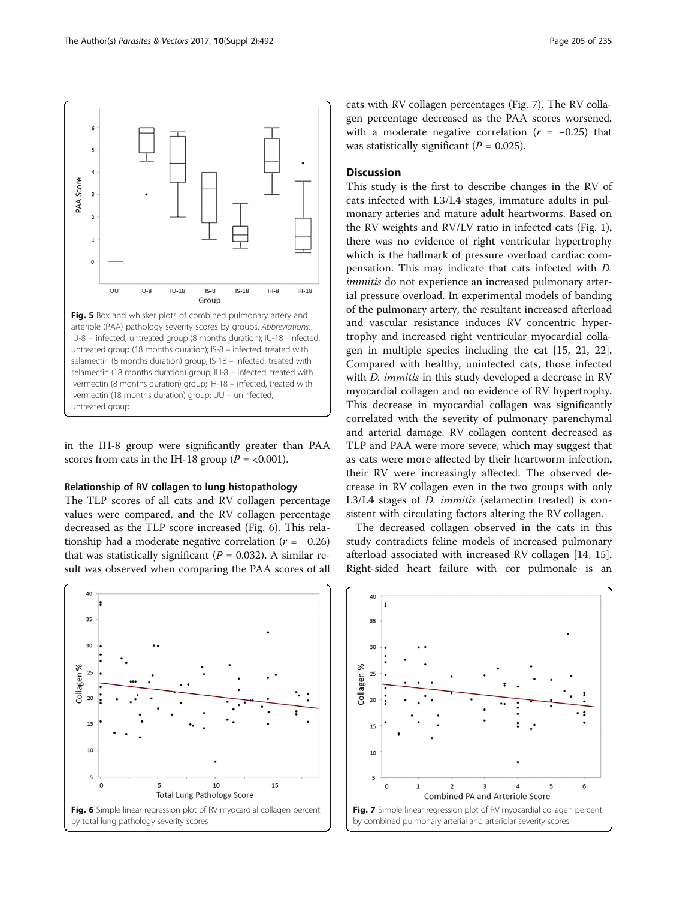Fig. 5 Box and whisker plots of combined pulmonary artery and arteriole (PAA) pathology severity scores by groups. *Abbreviations:* IU-8 – infected, untreated group (8 months duration); IU-18 –infected, untreated group (18 months duration); IS-8 – infected, treated with selamectin (8 months duration) group; IS-18 – infected, treated with selamectin (18 months duration) group; IH-8 – infected, treated with ivermectin (8 months duration) group; IH-18 – infected, treated with ivermectin (18 months duration) group; UU – uninfected, untreated group

in the IH-8 group were significantly greater than PAA scores from cats in the IH-18 group ($P$ = <0.001).

### Relationship of RV collagen to lung histopathology

The TLP scores of all cats and RV collagen percentage values were compared, and the RV collagen percentage decreased as the TLP score increased (Fig. 6). This relationship had a moderate negative correlation ($r$ = −0.26) that was statistically significant ($P$ = 0.032). A similar result was observed when comparing the PAA scores of all cats with RV collagen percentages (Fig. 7). The RV collagen percentage decreased as the PAA scores worsened, with a moderate negative correlation ($r$ = −0.25) that was statistically significant ($P$ = 0.025).

## Discussion

This study is the first to describe changes in the RV of cats infected with L3/L4 stages, immature adults in pulmonary arteries and mature adult heartworms. Based on the RV weights and RV/LV ratio in infected cats (Fig. 1), there was no evidence of right ventricular hypertrophy which is the hallmark of pressure overload cardiac compensation. This may indicate that cats infected with *D. immitis* do not experience an increased pulmonary arterial pressure overload. In experimental models of banding of the pulmonary artery, the resultant increased afterload and vascular resistance induces RV concentric hypertrophy and increased right ventricular myocardial collagen in multiple species including the cat [15, 21, 22]. Compared with healthy, uninfected cats, those infected with *D. immitis* in this study developed a decrease in RV myocardial collagen and no evidence of RV hypertrophy. This decrease in myocardial collagen was significantly correlated with the severity of pulmonary parenchymal and arterial damage. RV collagen content decreased as TLP and PAA were more severe, which may suggest that as cats were more affected by their heartworm infection, their RV were increasingly affected. The observed decrease in RV collagen even in the two groups with only L3/L4 stages of *D. immitis* (selamectin treated) is consistent with circulating factors altering the RV collagen.

The decreased collagen observed in the cats in this study contradicts feline models of increased pulmonary afterload associated with increased RV collagen [14, 15]. Right-sided heart failure with cor pulmonale is an

Fig. 6 Simple linear regression plot of RV myocardial collagen percent by total lung pathology severity scores

Fig. 7 Simple linear regression plot of RV myocardial collagen percent by combined pulmonary arterial and arteriolar severity scores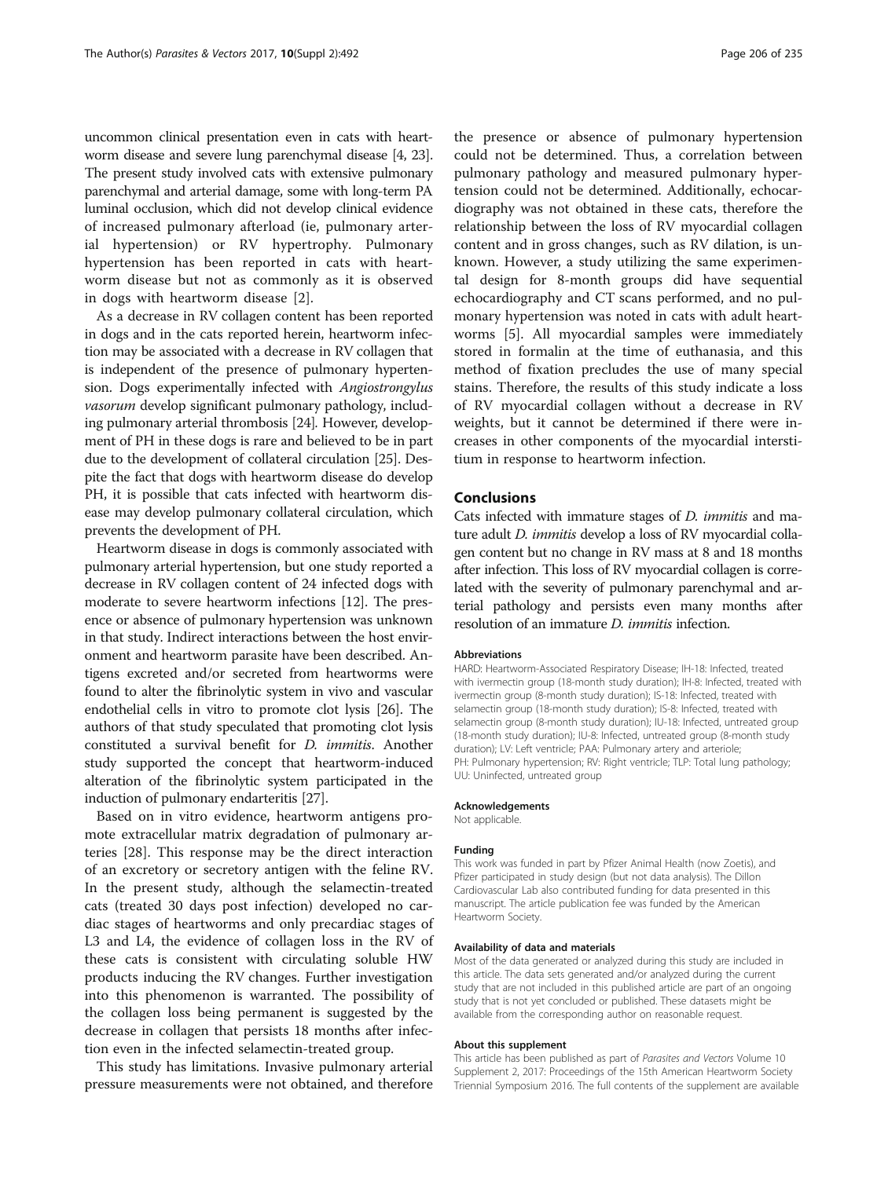uncommon clinical presentation even in cats with heartworm disease and severe lung parenchymal disease [4, 23]. The present study involved cats with extensive pulmonary parenchymal and arterial damage, some with long-term PA luminal occlusion, which did not develop clinical evidence of increased pulmonary afterload (ie, pulmonary arterial hypertension) or RV hypertrophy. Pulmonary hypertension has been reported in cats with heartworm disease but not as commonly as it is observed in dogs with heartworm disease [2].

As a decrease in RV collagen content has been reported in dogs and in the cats reported herein, heartworm infection may be associated with a decrease in RV collagen that is independent of the presence of pulmonary hypertension. Dogs experimentally infected with *Angiostrongylus vasorum* develop significant pulmonary pathology, including pulmonary arterial thrombosis [24]. However, development of PH in these dogs is rare and believed to be in part due to the development of collateral circulation [25]. Despite the fact that dogs with heartworm disease do develop PH, it is possible that cats infected with heartworm disease may develop pulmonary collateral circulation, which prevents the development of PH.

Heartworm disease in dogs is commonly associated with pulmonary arterial hypertension, but one study reported a decrease in RV collagen content of 24 infected dogs with moderate to severe heartworm infections [12]. The presence or absence of pulmonary hypertension was unknown in that study. Indirect interactions between the host environment and heartworm parasite have been described. Antigens excreted and/or secreted from heartworms were found to alter the fibrinolytic system in vivo and vascular endothelial cells in vitro to promote clot lysis [26]. The authors of that study speculated that promoting clot lysis constituted a survival benefit for *D. immitis*. Another study supported the concept that heartworm-induced alteration of the fibrinolytic system participated in the induction of pulmonary endarteritis [27].

Based on in vitro evidence, heartworm antigens promote extracellular matrix degradation of pulmonary arteries [28]. This response may be the direct interaction of an excretory or secretory antigen with the feline RV. In the present study, although the selamectin-treated cats (treated 30 days post infection) developed no cardiac stages of heartworms and only precardiac stages of L3 and L4, the evidence of collagen loss in the RV of these cats is consistent with circulating soluble HW products inducing the RV changes. Further investigation into this phenomenon is warranted. The possibility of the collagen loss being permanent is suggested by the decrease in collagen that persists 18 months after infection even in the infected selamectin-treated group.

This study has limitations. Invasive pulmonary arterial pressure measurements were not obtained, and therefore the presence or absence of pulmonary hypertension could not be determined. Thus, a correlation between pulmonary pathology and measured pulmonary hypertension could not be determined. Additionally, echocardiography was not obtained in these cats, therefore the relationship between the loss of RV myocardial collagen content and in gross changes, such as RV dilation, is unknown. However, a study utilizing the same experimental design for 8-month groups did have sequential echocardiography and CT scans performed, and no pulmonary hypertension was noted in cats with adult heartworms [5]. All myocardial samples were immediately stored in formalin at the time of euthanasia, and this method of fixation precludes the use of many special stains. Therefore, the results of this study indicate a loss of RV myocardial collagen without a decrease in RV weights, but it cannot be determined if there were increases in other components of the myocardial interstitium in response to heartworm infection.

## Conclusions

Cats infected with immature stages of *D. immitis* and mature adult *D. immitis* develop a loss of RV myocardial collagen content but no change in RV mass at 8 and 18 months after infection. This loss of RV myocardial collagen is correlated with the severity of pulmonary parenchymal and arterial pathology and persists even many months after resolution of an immature *D. immitis* infection.

#### Abbreviations

HARD: Heartworm-Associated Respiratory Disease; IH-18: Infected, treated with ivermectin group (18-month study duration); IH-8: Infected, treated with ivermectin group (8-month study duration); IS-18: Infected, treated with selamectin group (18-month study duration); IS-8: Infected, treated with selamectin group (8-month study duration); IU-18: Infected, untreated group (18-month study duration); IU-8: Infected, untreated group (8-month study duration); LV: Left ventricle; PAA: Pulmonary artery and arteriole; PH: Pulmonary hypertension; RV: Right ventricle; TLP: Total lung pathology; UU: Uninfected, untreated group

#### Acknowledgements

Not applicable.

#### Funding

This work was funded in part by Pfizer Animal Health (now Zoetis), and Pfizer participated in study design (but not data analysis). The Dillon Cardiovascular Lab also contributed funding for data presented in this manuscript. The article publication fee was funded by the American Heartworm Society.

#### Availability of data and materials

Most of the data generated or analyzed during this study are included in this article. The data sets generated and/or analyzed during the current study that are not included in this published article are part of an ongoing study that is not yet concluded or published. These datasets might be available from the corresponding author on reasonable request.

#### About this supplement

This article has been published as part of Parasites and Vectors Volume 10 Supplement 2, 2017: Proceedings of the 15th American Heartworm Society Triennial Symposium 2016. The full contents of the supplement are available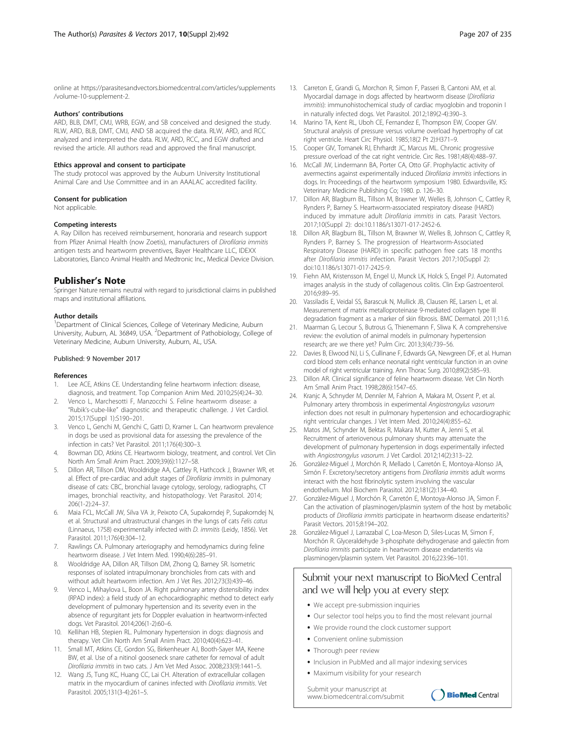online at https://parasitesandvectors.biomedcentral.com/articles/supplements/volume-10-supplement-2.

#### Authors' contributions

ARD, BLB, DMT, CMJ, WRB, EGW, and SB conceived and designed the study. RLW, ARD, BLB, DMT, CMJ, AND SB acquired the data. RLW, ARD, and RCC analyzed and interpreted the data. RLW, ARD, RCC, and EGW drafted and revised the article. All authors read and approved the final manuscript.

#### Ethics approval and consent to participate

The study protocol was approved by the Auburn University Institutional Animal Care and Use Committee and in an AAALAC accredited facility.

#### Consent for publication

Not applicable.

#### Competing interests

A. Ray Dillon has received reimbursement, honoraria and research support from Pfizer Animal Health (now Zoetis), manufacturers of *Dirofilaria immitis* antigen tests and heartworm preventives, Bayer Healthcare LLC, IDEXX Laboratories, Elanco Animal Health and Medtronic Inc., Medical Device Division.

## Publisher's Note

Springer Nature remains neutral with regard to jurisdictional claims in published maps and institutional affiliations.

#### Author details

[1]Department of Clinical Sciences, College of Veterinary Medicine, Auburn University, Auburn, AL 36849, USA. [2]Department of Pathobiology, College of Veterinary Medicine, Auburn University, Auburn, AL, USA.

Published: 9 November 2017

#### References

1. Lee ACE, Atkins CE. Understanding feline heartworm infection: disease, diagnosis, and treatment. Top Companion Anim Med. 2010;25(4):24–30.
2. Venco L, Marchesotti F, Manzocchi S. Feline heartworm disease: a "Rubik's-cube-like" diagnostic and therapeutic challenge. J Vet Cardiol. 2015;17(Suppl 1):S190–201.
3. Venco L, Genchi M, Genchi C, Gatti D, Kramer L. Can heartworm prevalence in dogs be used as provisional data for assessing the prevalence of the infection in cats? Vet Parasitol. 2011;176(4):300–3.
4. Bowman DD, Atkins CE. Heartworm biology, treatment, and control. Vet Clin North Am Small Anim Pract. 2009;39(6):1127–58.
5. Dillon AR, Tillson DM, Wooldridge AA, Cattley R, Hathcock J, Brawner WR, et al. Effect of pre-cardiac and adult stages of *Dirofilaria immitis* in pulmonary disease of cats: CBC, bronchial lavage cytology, serology, radiographs, CT images, bronchial reactivity, and histopathology. Vet Parasitol. 2014; 206(1-2):24–37.
6. Maia FCL, McCall JW, Silva VA Jr, Peixoto CA, Supakorndej P, Supakorndej N, et al. Structural and ultrastructural changes in the lungs of cats *Felis catus* (Linnaeus, 1758) experimentally infected with *D. immitis* (Leidy, 1856). Vet Parasitol. 2011;176(4):304–12.
7. Rawlings CA. Pulmonary arteriography and hemodynamics during feline heartworm disease. J Vet Intern Med. 1990;4(6):285–91.
8. Wooldridge AA, Dillon AR, Tillson DM, Zhong Q, Barney SR. Isometric responses of isolated intrapulmonary bronchioles from cats with and without adult heartworm infection. Am J Vet Res. 2012;73(3):439–46.
9. Venco L, Mihaylova L, Boon JA. Right pulmonary artery distensibility index (RPAD index): a field study of an echocardiographic method to detect early development of pulmonary hypertension and its severity even in the absence of regurgitant jets for Doppler evaluation in heartworm-infected dogs. Vet Parasitol. 2014;206(1-2):60–6.
10. Kellihan HB, Stepien RL. Pulmonary hypertension in dogs: diagnosis and therapy. Vet Clin North Am Small Anim Pract. 2010;40(4):623–41.
11. Small MT, Atkins CE, Gordon SG, Birkenheuer AJ, Booth-Sayer MA, Keene BW, et al. Use of a nitinol gooseneck snare catheter for removal of adult *Dirofilaria immitis* in two cats. J Am Vet Med Assoc. 2008;233(9):1441–5.
12. Wang JS, Tung KC, Huang CC, Lai CH. Alteration of extracellular collagen matrix in the myocardium of canines infected with *Dirofilaria immitis*. Vet Parasitol. 2005;131(3-4):261–5.
13. Carreton E, Grandi G, Morchon R, Simon F, Passeri B, Cantoni AM, et al. Myocardial damage in dogs affected by heartworm disease (*Dirofilaria immitis*): immunohistochemical study of cardiac myoglobin and troponin I in naturally infected dogs. Vet Parasitol. 2012;189(2-4):390–3.
14. Marino TA, Kent RL, Uboh CE, Fernandez E, Thompson EW, Cooper GIV. Structural analysis of pressure versus volume overload hypertrophy of cat right ventricle. Heart Circ Physiol. 1985;18(2 Pt 2):H371–9.
15. Cooper GIV, Tomanek RJ, Ehrhardt JC, Marcus ML. Chronic progressive pressure overload of the cat right ventricle. Circ Res. 1981;48(4):488–97.
16. McCall JW, Lindermann BA, Porter CA, Otto GF. Prophylactic activity of avermectins against experimentally induced *Dirofilaria immitis* infections in dogs. In: Proceedings of the heartworm symposium 1980. Edwardsville, KS: Veterinary Medicine Publishing Co; 1980. p. 126–30.
17. Dillon AR, Blagburn BL, Tillson M, Brawner W, Welles B, Johnson C, Cattley R, Rynders P, Barney S. Heartworm-associated respiratory disease (HARD) induced by immature adult *Dirofilaria immitis* in cats. Parasit Vectors. 2017;10(Suppl 2): doi:10.1186/s13071-017-2452-6.
18. Dillon AR, Blagburn BL, Tillson M, Brawner W, Welles B, Johnson C, Cattley R, Rynders P, Barney S. The progression of Heartworm-Associated Respiratory Disease (HARD) in specific pathogen free cats 18 months after *Dirofilaria immitis* infection. Parasit Vectors 2017;10(Suppl 2): doi:10.1186/s13071-017-2425-9.
19. Fiehn AM, Kristensson M, Engel U, Munck LK, Holck S, Engel PJ. Automated images analysis in the study of collagenous colitis. Clin Exp Gastroenterol. 2016;9:89–95.
20. Vassiliadis E, Veidal SS, Barascuk N, Mullick JB, Clausen RE, Larsen L, et al. Measurement of matrix metalloproteinase 9-mediated collagen type III degradation fragment as a marker of skin fibrosis. BMC Dermatol. 2011;11:6.
21. Maarman G, Lecour S, Butrous G, Thienemann F, Sliwa K. A comprehensive review: the evolution of animal models in pulmonary hypertension research; are we there yet? Pulm Circ. 2013;3(4):739–56.
22. Davies B, Elwood NJ, Li S, Cullinane F, Edwards GA, Newgreen DF, et al. Human cord blood stem cells enhance neonatal right ventricular function in an ovine model of right ventricular training. Ann Thorac Surg. 2010;89(2):585–93.
23. Dillon AR. Clinical significance of feline heartworm disease. Vet Clin North Am Small Anim Pract. 1998;28(6):1547–65.
24. Kranjc A, Schnyder M, Dennler M, Fahrion A, Makara M, Ossent P, et al. Pulmonary artery thrombosis in experimental *Angiostrongylus vasorum* infection does not result in pulmonary hypertension and echocardiographic right ventricular changes. J Vet Intern Med. 2010;24(4):855–62.
25. Matos JM, Schyder M, Bektas R, Makara M, Kutter A, Jenni S, et al. Recruitment of arteriovenous pulmonary shunts may attenuate the development of pulmonary hypertension in dogs experimentally infected with *Angiostrongylus vasorum*. J Vet Cardiol. 2012;14(2):313–22.
26. Gonzàlez-Miguel J, Morchón R, Mellado I, Carretón E, Montoya-Alonso JA, Simón F. Excretory/secretory antigens from *Dirofilaria immitis* adult worms interact with the host fibrinolytic system involving the vascular endothelium. Mol Biochem Parasitol. 2012;181(2):134–40.
27. Gonzàlez-Miguel J, Morchón R, Carretón E, Montoya-Alonso JA, Simon F. Can the activation of plasminogen/plasmin system of the host by metabolic products of *Dirofilaria immitis* participate in heartworm disease endarteritis? Parasit Vectors. 2015;8:194–202.
28. Gonzàlez-Miguel J, Larrazabal C, Loa-Meson D, Siles-Lucas M, Simon F, Morchón R. Glyceraldehyde 3-phosphate dehydrogenase and galectin from *Dirofilaria immitis* participate in heartworm disease endarteritis via plasminogen/plasmin system. Vet Parasitol. 2016;223:96–101.

Submit your next manuscript to BioMed Central and we will help you at every step:

- We accept pre-submission inquiries
- Our selector tool helps you to find the most relevant journal
- We provide round the clock customer support
- Convenient online submission
- Thorough peer review
- Inclusion in PubMed and all major indexing services
- Maximum visibility for your research

Submit your manuscript at www.biomedcentral.com/submit

BioMed Central